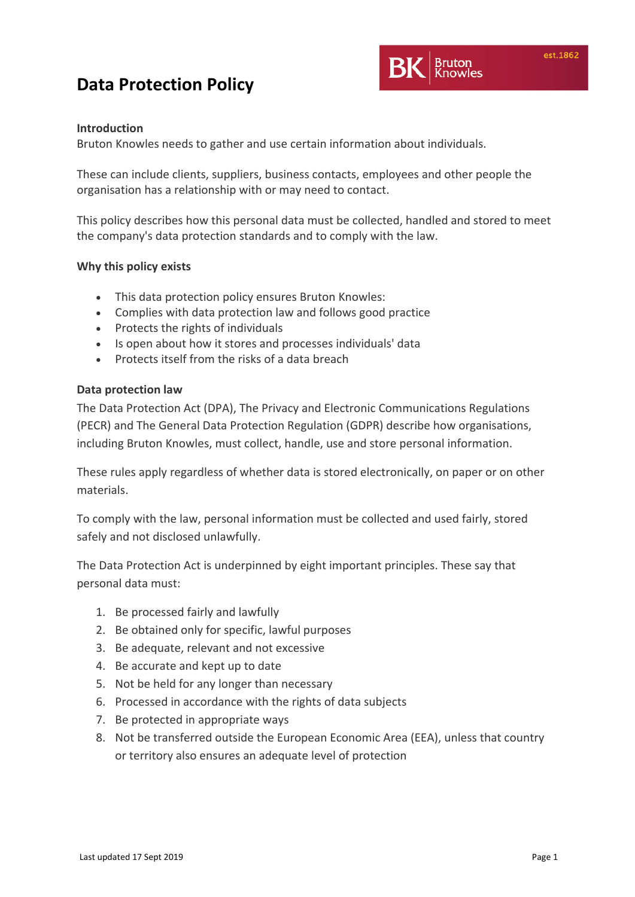# Data Protection Policy

**Introduction**

Bruton Knowles needs to gather and use certain information about individuals.

These can include clients, suppliers, business contacts, employees and other people the organisation has a relationship with or may need to contact.

This policy describes how this personal data must be collected, handled and stored to meet the company's data protection standards and to comply with the law.

**Why this policy exists**

- This data protection policy ensures Bruton Knowles:
- Complies with data protection law and follows good practice
- Protects the rights of individuals
- Is open about how it stores and processes individuals' data
- Protects itself from the risks of a data breach

**Data protection law**

The Data Protection Act (DPA), The Privacy and Electronic Communications Regulations (PECR) and The General Data Protection Regulation (GDPR) describe how organisations, including Bruton Knowles, must collect, handle, use and store personal information.

These rules apply regardless of whether data is stored electronically, on paper or on other materials.

To comply with the law, personal information must be collected and used fairly, stored safely and not disclosed unlawfully.

The Data Protection Act is underpinned by eight important principles. These say that personal data must:

1. Be processed fairly and lawfully
2. Be obtained only for specific, lawful purposes
3. Be adequate, relevant and not excessive
4. Be accurate and kept up to date
5. Not be held for any longer than necessary
6. Processed in accordance with the rights of data subjects
7. Be protected in appropriate ways
8. Not be transferred outside the European Economic Area (EEA), unless that country or territory also ensures an adequate level of protection

Last updated 17 Sept 2019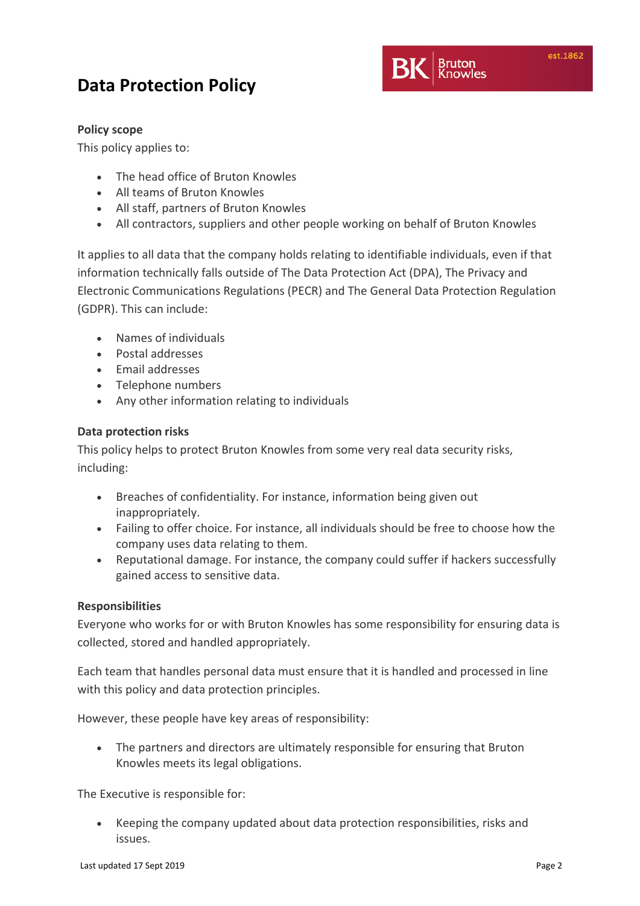# Data Protection Policy

**Policy scope**

This policy applies to:

- The head office of Bruton Knowles
- All teams of Bruton Knowles
- All staff, partners of Bruton Knowles
- All contractors, suppliers and other people working on behalf of Bruton Knowles

It applies to all data that the company holds relating to identifiable individuals, even if that information technically falls outside of The Data Protection Act (DPA), The Privacy and Electronic Communications Regulations (PECR) and The General Data Protection Regulation (GDPR). This can include:

- Names of individuals
- Postal addresses
- Email addresses
- Telephone numbers
- Any other information relating to individuals

**Data protection risks**

This policy helps to protect Bruton Knowles from some very real data security risks, including:

- Breaches of confidentiality. For instance, information being given out inappropriately.
- Failing to offer choice. For instance, all individuals should be free to choose how the company uses data relating to them.
- Reputational damage. For instance, the company could suffer if hackers successfully gained access to sensitive data.

**Responsibilities**

Everyone who works for or with Bruton Knowles has some responsibility for ensuring data is collected, stored and handled appropriately.

Each team that handles personal data must ensure that it is handled and processed in line with this policy and data protection principles.

However, these people have key areas of responsibility:

- The partners and directors are ultimately responsible for ensuring that Bruton Knowles meets its legal obligations.

The Executive is responsible for:

- Keeping the company updated about data protection responsibilities, risks and issues.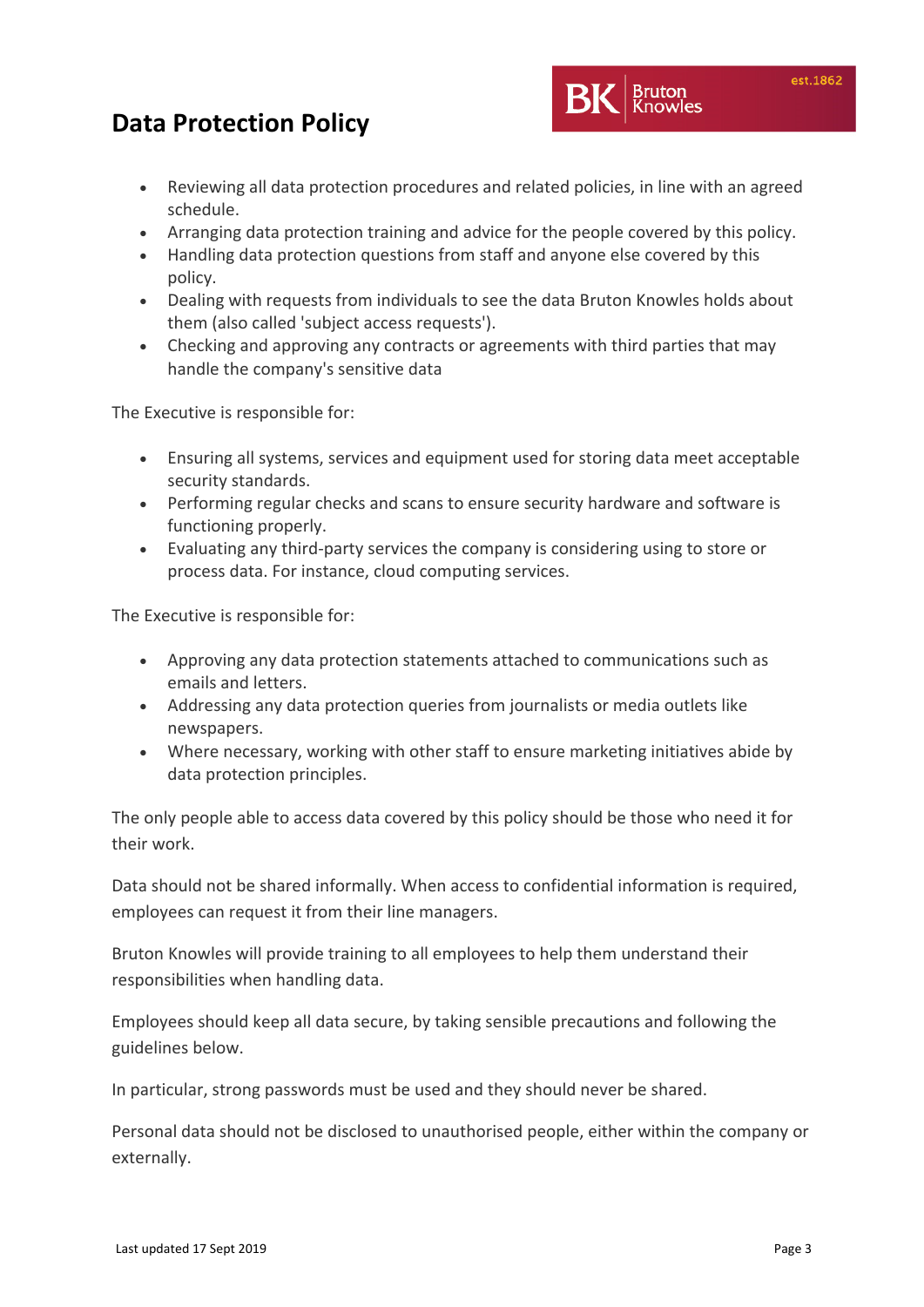- Reviewing all data protection procedures and related policies, in line with an agreed schedule.
- Arranging data protection training and advice for the people covered by this policy.
- Handling data protection questions from staff and anyone else covered by this policy.
- Dealing with requests from individuals to see the data Bruton Knowles holds about them (also called 'subject access requests').
- Checking and approving any contracts or agreements with third parties that may handle the company's sensitive data

The Executive is responsible for:

- Ensuring all systems, services and equipment used for storing data meet acceptable security standards.
- Performing regular checks and scans to ensure security hardware and software is functioning properly.
- Evaluating any third-party services the company is considering using to store or process data. For instance, cloud computing services.

The Executive is responsible for:

- Approving any data protection statements attached to communications such as emails and letters.
- Addressing any data protection queries from journalists or media outlets like newspapers.
- Where necessary, working with other staff to ensure marketing initiatives abide by data protection principles.

The only people able to access data covered by this policy should be those who need it for their work.

Data should not be shared informally. When access to confidential information is required, employees can request it from their line managers.

Bruton Knowles will provide training to all employees to help them understand their responsibilities when handling data.

Employees should keep all data secure, by taking sensible precautions and following the guidelines below.

In particular, strong passwords must be used and they should never be shared.

Personal data should not be disclosed to unauthorised people, either within the company or externally.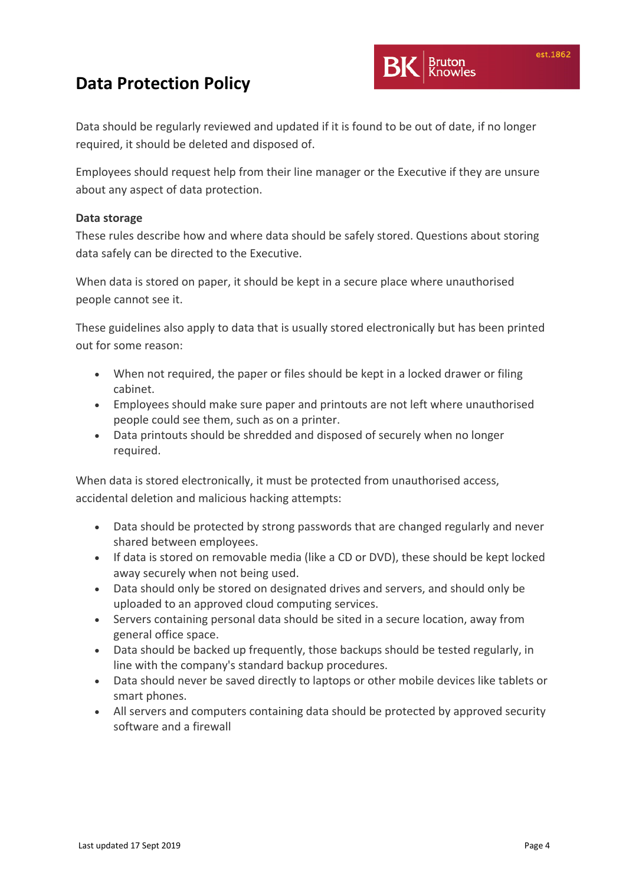Data should be regularly reviewed and updated if it is found to be out of date, if no longer required, it should be deleted and disposed of.

Employees should request help from their line manager or the Executive if they are unsure about any aspect of data protection.

**Data storage**

These rules describe how and where data should be safely stored. Questions about storing data safely can be directed to the Executive.

When data is stored on paper, it should be kept in a secure place where unauthorised people cannot see it.

These guidelines also apply to data that is usually stored electronically but has been printed out for some reason:

- When not required, the paper or files should be kept in a locked drawer or filing cabinet.
- Employees should make sure paper and printouts are not left where unauthorised people could see them, such as on a printer.
- Data printouts should be shredded and disposed of securely when no longer required.

When data is stored electronically, it must be protected from unauthorised access, accidental deletion and malicious hacking attempts:

- Data should be protected by strong passwords that are changed regularly and never shared between employees.
- If data is stored on removable media (like a CD or DVD), these should be kept locked away securely when not being used.
- Data should only be stored on designated drives and servers, and should only be uploaded to an approved cloud computing services.
- Servers containing personal data should be sited in a secure location, away from general office space.
- Data should be backed up frequently, those backups should be tested regularly, in line with the company's standard backup procedures.
- Data should never be saved directly to laptops or other mobile devices like tablets or smart phones.
- All servers and computers containing data should be protected by approved security software and a firewall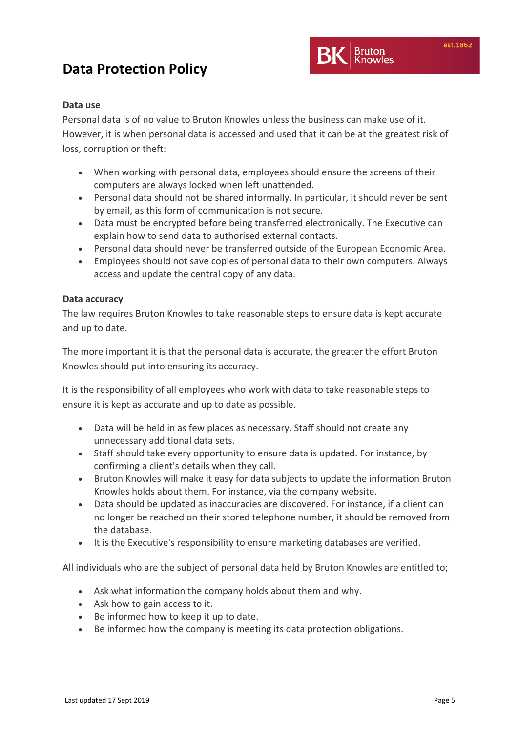**Data use**

Personal data is of no value to Bruton Knowles unless the business can make use of it. However, it is when personal data is accessed and used that it can be at the greatest risk of loss, corruption or theft:

- When working with personal data, employees should ensure the screens of their computers are always locked when left unattended.
- Personal data should not be shared informally. In particular, it should never be sent by email, as this form of communication is not secure.
- Data must be encrypted before being transferred electronically. The Executive can explain how to send data to authorised external contacts.
- Personal data should never be transferred outside of the European Economic Area.
- Employees should not save copies of personal data to their own computers. Always access and update the central copy of any data.

**Data accuracy**

The law requires Bruton Knowles to take reasonable steps to ensure data is kept accurate and up to date.

The more important it is that the personal data is accurate, the greater the effort Bruton Knowles should put into ensuring its accuracy.

It is the responsibility of all employees who work with data to take reasonable steps to ensure it is kept as accurate and up to date as possible.

- Data will be held in as few places as necessary. Staff should not create any unnecessary additional data sets.
- Staff should take every opportunity to ensure data is updated. For instance, by confirming a client's details when they call.
- Bruton Knowles will make it easy for data subjects to update the information Bruton Knowles holds about them. For instance, via the company website.
- Data should be updated as inaccuracies are discovered. For instance, if a client can no longer be reached on their stored telephone number, it should be removed from the database.
- It is the Executive's responsibility to ensure marketing databases are verified.

All individuals who are the subject of personal data held by Bruton Knowles are entitled to;

- Ask what information the company holds about them and why.
- Ask how to gain access to it.
- Be informed how to keep it up to date.
- Be informed how the company is meeting its data protection obligations.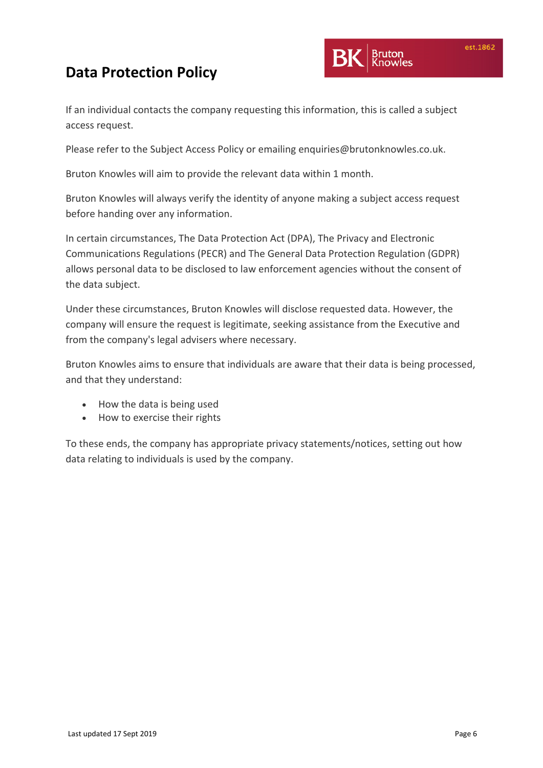If an individual contacts the company requesting this information, this is called a subject access request.

Please refer to the Subject Access Policy or emailing enquiries@brutonknowles.co.uk.

Bruton Knowles will aim to provide the relevant data within 1 month.

Bruton Knowles will always verify the identity of anyone making a subject access request before handing over any information.

In certain circumstances, The Data Protection Act (DPA), The Privacy and Electronic Communications Regulations (PECR) and The General Data Protection Regulation (GDPR) allows personal data to be disclosed to law enforcement agencies without the consent of the data subject.

Under these circumstances, Bruton Knowles will disclose requested data. However, the company will ensure the request is legitimate, seeking assistance from the Executive and from the company's legal advisers where necessary.

Bruton Knowles aims to ensure that individuals are aware that their data is being processed, and that they understand:

- How the data is being used
- How to exercise their rights

To these ends, the company has appropriate privacy statements/notices, setting out how data relating to individuals is used by the company.